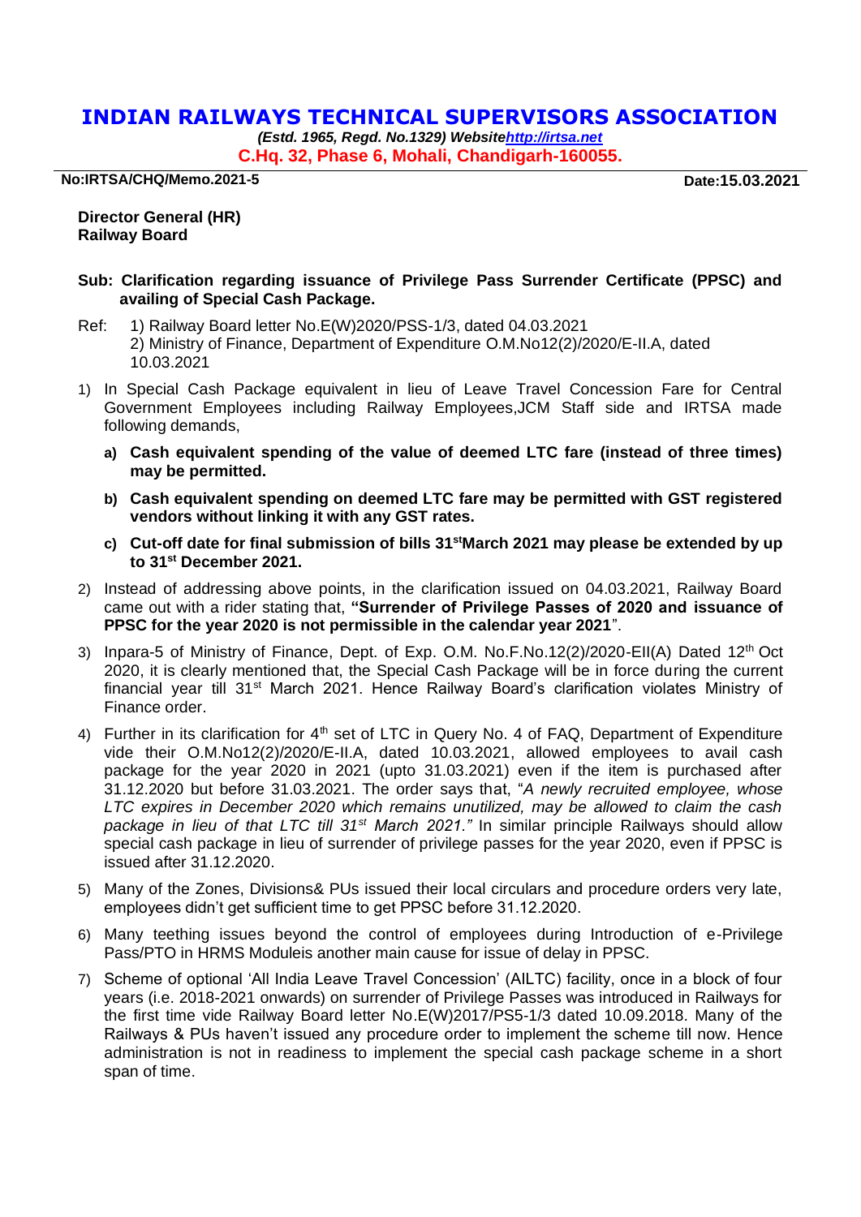# INDIAN RAILWAYS TECHNICAL SUPERVISORS ASSOCIATION

***(Estd. 1965, Regd. No.1329) Websitehttp://irtsa.net***

**C.Hq. 32, Phase 6, Mohali, Chandigarh-160055.**

**No:IRTSA/CHQ/Memo.2021-5** **Date:15.03.2021**

**Director General (HR)**
**Railway Board**

**Sub: Clarification regarding issuance of Privilege Pass Surrender Certificate (PPSC) and availing of Special Cash Package.**

Ref: 1) Railway Board letter No.E(W)2020/PSS-1/3, dated 04.03.2021
2) Ministry of Finance, Department of Expenditure O.M.No12(2)/2020/E-II.A, dated 10.03.2021

1) In Special Cash Package equivalent in lieu of Leave Travel Concession Fare for Central Government Employees including Railway Employees,JCM Staff side and IRTSA made following demands,

   a) **Cash equivalent spending of the value of deemed LTC fare (instead of three times) may be permitted.**

   b) **Cash equivalent spending on deemed LTC fare may be permitted with GST registered vendors without linking it with any GST rates.**

   c) **Cut-off date for final submission of bills 31st March 2021 may please be extended by up to 31st December 2021.**

2) Instead of addressing above points, in the clarification issued on 04.03.2021, Railway Board came out with a rider stating that, **"Surrender of Privilege Passes of 2020 and issuance of PPSC for the year 2020 is not permissible in the calendar year 2021**".

3) Inpara-5 of Ministry of Finance, Dept. of Exp. O.M. No.F.No.12(2)/2020-EII(A) Dated 12th Oct 2020, it is clearly mentioned that, the Special Cash Package will be in force during the current financial year till 31st March 2021. Hence Railway Board's clarification violates Ministry of Finance order.

4) Further in its clarification for 4th set of LTC in Query No. 4 of FAQ, Department of Expenditure vide their O.M.No12(2)/2020/E-II.A, dated 10.03.2021, allowed employees to avail cash package for the year 2020 in 2021 (upto 31.03.2021) even if the item is purchased after 31.12.2020 but before 31.03.2021. The order says that, "*A newly recruited employee, whose LTC expires in December 2020 which remains unutilized, may be allowed to claim the cash package in lieu of that LTC till 31st March 2021."* In similar principle Railways should allow special cash package in lieu of surrender of privilege passes for the year 2020, even if PPSC is issued after 31.12.2020.

5) Many of the Zones, Divisions& PUs issued their local circulars and procedure orders very late, employees didn't get sufficient time to get PPSC before 31.12.2020.

6) Many teething issues beyond the control of employees during Introduction of e-Privilege Pass/PTO in HRMS Moduleis another main cause for issue of delay in PPSC.

7) Scheme of optional 'All India Leave Travel Concession' (AILTC) facility, once in a block of four years (i.e. 2018-2021 onwards) on surrender of Privilege Passes was introduced in Railways for the first time vide Railway Board letter No.E(W)2017/PS5-1/3 dated 10.09.2018. Many of the Railways & PUs haven't issued any procedure order to implement the scheme till now. Hence administration is not in readiness to implement the special cash package scheme in a short span of time.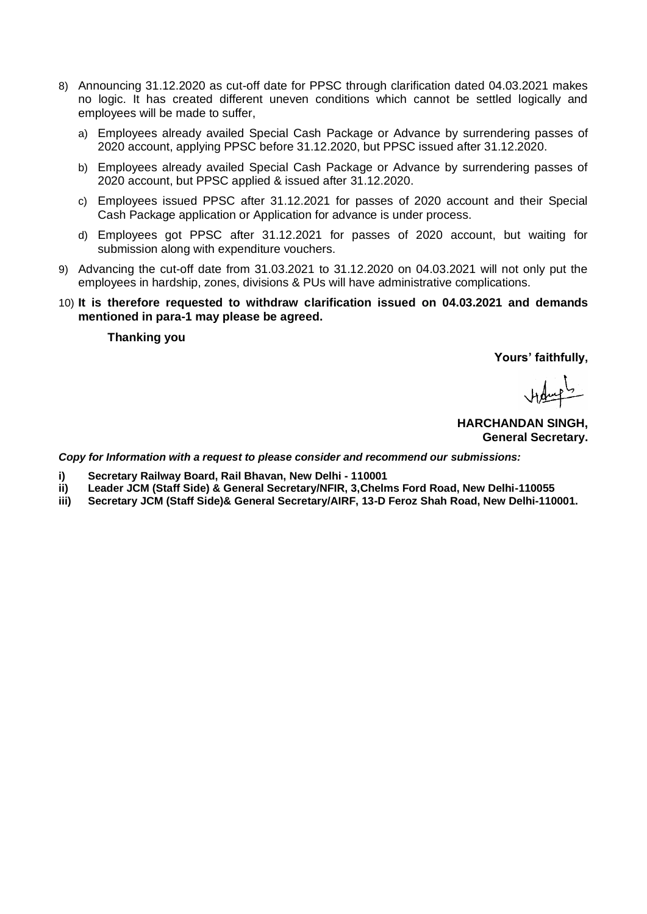8) Announcing 31.12.2020 as cut-off date for PPSC through clarification dated 04.03.2021 makes no logic. It has created different uneven conditions which cannot be settled logically and employees will be made to suffer,

   a) Employees already availed Special Cash Package or Advance by surrendering passes of 2020 account, applying PPSC before 31.12.2020, but PPSC issued after 31.12.2020.

   b) Employees already availed Special Cash Package or Advance by surrendering passes of 2020 account, but PPSC applied & issued after 31.12.2020.

   c) Employees issued PPSC after 31.12.2021 for passes of 2020 account and their Special Cash Package application or Application for advance is under process.

   d) Employees got PPSC after 31.12.2021 for passes of 2020 account, but waiting for submission along with expenditure vouchers.

9) Advancing the cut-off date from 31.03.2021 to 31.12.2020 on 04.03.2021 will not only put the employees in hardship, zones, divisions & PUs will have administrative complications.

10) **It is therefore requested to withdraw clarification issued on 04.03.2021 and demands mentioned in para-1 may please be agreed.**

**Thanking you**

**Yours' faithfully,**

**HARCHANDAN SINGH,**
**General Secretary.**

***Copy for Information with a request to please consider and recommend our submissions:***

**i) Secretary Railway Board, Rail Bhavan, New Delhi - 110001**
**ii) Leader JCM (Staff Side) & General Secretary/NFIR, 3,Chelms Ford Road, New Delhi-110055**
**iii) Secretary JCM (Staff Side)& General Secretary/AIRF, 13-D Feroz Shah Road, New Delhi-110001.**